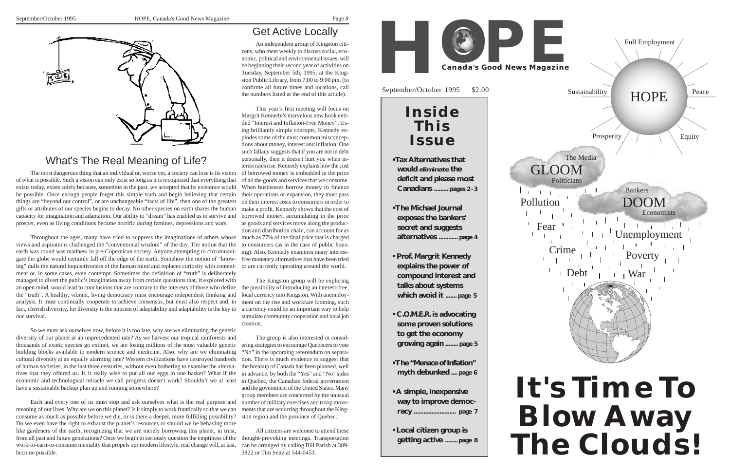## What's The Real Meaning of Life?

The most dangerous thing that an individual or, worse yet, a society can lose is its vision of what is possible. Such a vision can only exist so long as it is recognized that everything that exists today, exists solely because, sometime in the past, we accepted that its existence would be possible. Once enough people forget this simple truth and begin believing that certain things are "beyond our control", or are unchangeable "facts of life", then one of the greatest gifts or attributes of our species begins to decay. No other species on earth shares the human capacity for imagination and adaptation. Our ability to "dream" has enabled us to survive and prosper, even as living conditions became horrific during famines, depressions and wars.

Throughout the ages, many have tried to suppress the imaginations of others whose views and aspirations challenged the "conventional wisdom" of the day. The notion that the earth was round was madness in pre-Copernican society. Anyone attempting to circumnavigate the globe would certainly fall off the edge of the earth. Somehow the notion of "knowing" dulls the natural inquisitiveness of the human mind and replaces curiosity with contentment or, in some cases, even contempt. Sometimes the definition of "truth" is deliberately managed to divert the public's imagination away from certain questions that, if explored with an open mind, would lead to conclusions that are contrary to the interests of those who define the "truth". A healthy, vibrant, living democracy must encourage independent thinking and analysis. It must continually cooperate to achieve consensus, but must also respect and, in fact, cherish diversity, for diversity is the nutrient of adaptability and adaptability is the key to our survival.

So we must ask ourselves now, before it is too late, why are we eliminating the genetic diversity of our planet at an unprecedented rate? As we harvest our tropical rainforests and thousands of exotic species go extinct, we are losing millions of the most valuable genetic building blocks available to modern science and medicine. Also, why are we eliminating cultural diversity at an equally alarming rate? Western civilizations have destroyed hundreds of human societies, in the last three centuries, without even bothering to examine the alternatives that they offered us. Is it really wise to put all our eggs in one basket? What if the economic and technological miracle we call progress doesn't work? Shouldn't we at least have a sustainable backup plan up and running somewhere?

Each and every one of us must stop and ask ourselves what is the real purpose and meaning of our lives. Why are we on this planet? Is it simply to work frantically so that we can consume as much as possible before we die, or is there a deeper, more fulfilling possibility? Do we even have the right to exhaust the planet's resources or should we be behaving more like gardeners of the earth, recognizing that we are merely borrowing this planet, in trust, from all past and future generations? Once we begin to seriously question the emptiness of the work-to-earn-to-consume mentality that propels our modern lifestyle, real change will, at last, become possible.

## Get Active Locally

An independent group of Kingston citizens, who meet weekly to discuss social, economic, political and environmental issues, will be beginning their second year of activities on Tuesday, September 5th, 1995, at the Kingston Public Library, from 7:00 to 9:00 pm. (to confirme all future times and locations, call the numbers listed at the end of this article).

This year's first meeting will focus on Margrit Kennedy's marvelous new book entitled "Interest and Inflation-Free Money". Using brilliantly simple concepts, Kennedy explodes some of the most common misconceptions about money, interest and inflation. One such fallacy suggests that if you are not in debt personally, then it doesn't hurt you when interest rates rise. Kennedy explains how the cost of borrowed money is embedded in the price of all the goods and services that we consume. When businesses borrow money to finance their operations or expansion, they must pass on their interest costs to consumers in order to make a profit. Kennedy shows that the cost of borrowed money, accumulating in the price as goods and services move along the production and distribution chain, can account for as much as 77% of the final price that is charged to consumers (as in the case of public housing). Also, Kennedy examines many interest-free monetary alternatives that have been tried or are currently operating around the world.

The Kingston group will be exploring the possibility of introducing an interest-free, local currency into Kingston. With unemployment on the rise and workfare looming, such a currency could be an important way to help stimulate community cooperation and local job creation.

The group is also interested in considering strategies to encourage Quebecers to vote "No" in the upcoming referendum on separation. There is much evidence to suggest that the breakup of Canada has been planned, well in advance, by both the "Yes" and "No" sides in Quebec, the Canadian federal government and the government of the United States. Many group members are concerned by the unusual number of military exercises and troop movements that are occurring throughout the Kingston region and the province of Quebec.

All citizens are welcome to attend these thought-provoking meetings. Transportation can be arranged by calling Bill Parish at 389-3822 or Tim Seitz at 544-0453.

# HOPE

**Canada's Good News Magazine**

September/October 1995 $2.00

## Inside This Issue

- **Tax Alternatives that would eliminate the deficit and please most Canadians ......... pages 2-3**
- **The Michael Journal exposes the bankers' secret and suggests alternatives ............ page 4**
- **Prof. Margrit Kennedy explains the power of compound interest and talks about systems which avoid it ....... page 5**
- **C.O.M.E.R. is advocating some proven solutions to get the economy growing again ........ page 5**
- **The "Menace of Inflation" myth debunked .... page 6**
- **A simple, inexpensive way to improve democracy .......................... page 7**
- **Local citizen group is getting active ........ page 8**

Full Employment · Sustainability · HOPE · Peace · Prosperity · Equity

The Media · GLOOM · Politicians

Bankers · DOOM · Economists

Pollution · Fear · Unemployment · Crime · Poverty · Debt · War

# It's Time To Blow Away The Clouds!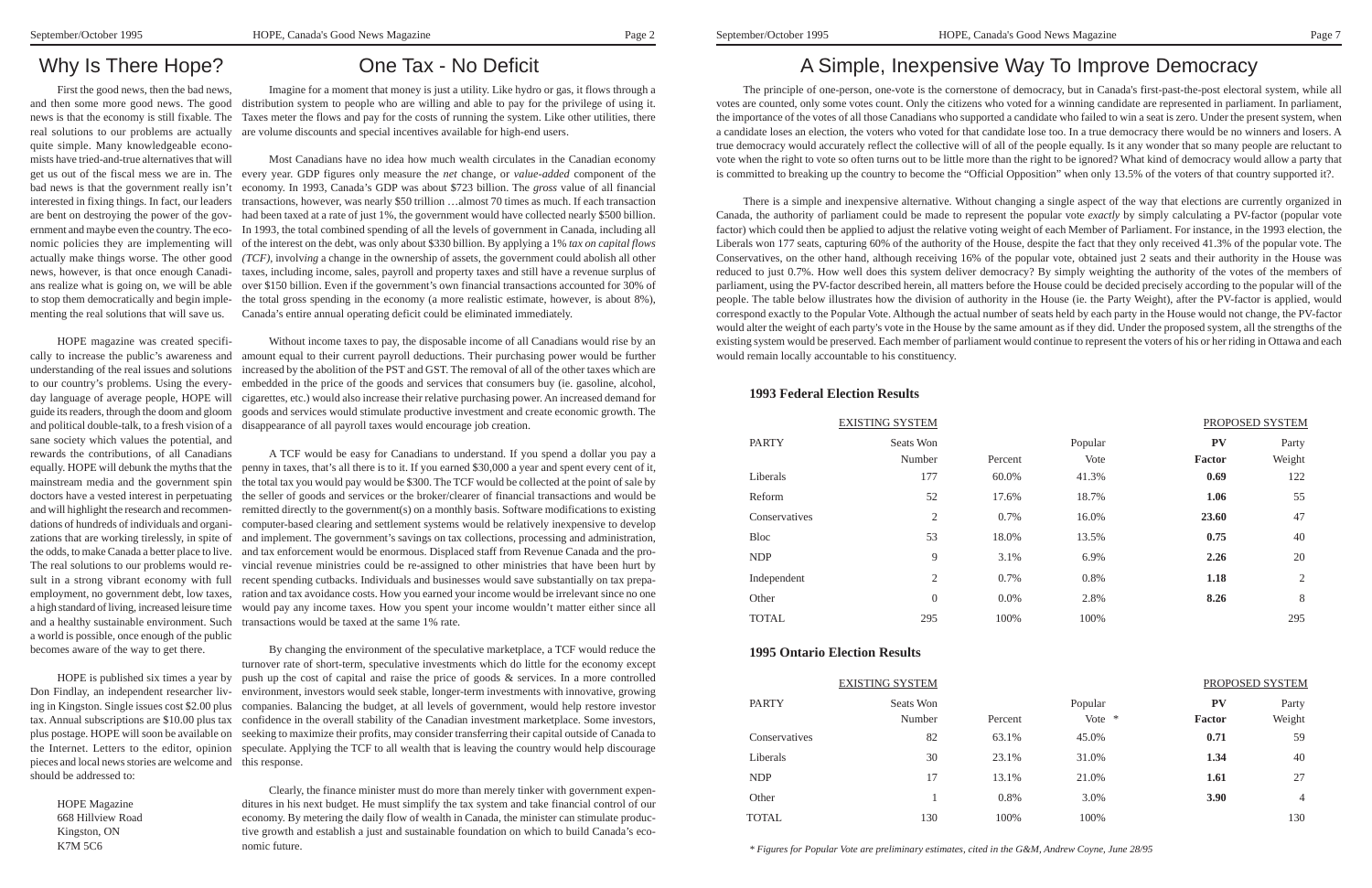## Why Is There Hope?

First the good news, then the bad news, and then some more good news. The good news is that the economy is still fixable. The real solutions to our problems are actually quite simple. Many knowledgeable economists have tried-and-true alternatives that will get us out of the fiscal mess we are in. The bad news is that the government really isn't interested in fixing things. In fact, our leaders are bent on destroying the power of the government and maybe even the country. The economic policies they are implementing will actually make things worse. The other good news, however, is that once enough Canadians realize what is going on, we will be able to stop them democratically and begin implementing the real solutions that will save us.

HOPE magazine was created specifically to increase the public's awareness and understanding of the real issues and solutions to our country's problems. Using the everyday language of average people, HOPE will guide its readers, through the doom and gloom and political double-talk, to a fresh vision of a sane society which values the potential, and rewards the contributions, of all Canadians equally. HOPE will debunk the myths that the mainstream media and the government spin doctors have a vested interest in perpetuating and will highlight the research and recommendations of hundreds of individuals and organizations that are working tirelessly, in spite of the odds, to make Canada a better place to live. The real solutions to our problems would result in a strong vibrant economy with full employment, no government debt, low taxes, a high standard of living, increased leisure time and a healthy sustainable environment. Such a world is possible, once enough of the public becomes aware of the way to get there.

HOPE is published six times a year by Don Findlay, an independent researcher living in Kingston. Single issues cost $2.00 plus tax. Annual subscriptions are $10.00 plus tax plus postage. HOPE will soon be available on the Internet. Letters to the editor, opinion pieces and local news stories are welcome and should be addressed to:

HOPE Magazine
668 Hillview Road
Kingston, ON
K7M 5C6

## One Tax - No Deficit

Imagine for a moment that money is just a utility. Like hydro or gas, it flows through a distribution system to people who are willing and able to pay for the privilege of using it. Taxes meter the flows and pay for the costs of running the system. Like other utilities, there are volume discounts and special incentives available for high-end users.

Most Canadians have no idea how much wealth circulates in the Canadian economy every year. GDP figures only measure the *net* change, or *value-added* component of the economy. In 1993, Canada's GDP was about $723 billion. The *gross* value of all financial transactions, however, was nearly $50 trillion …almost 70 times as much. If each transaction had been taxed at a rate of just 1%, the government would have collected nearly $500 billion. In 1993, the total combined spending of all the levels of government in Canada, including all of the interest on the debt, was only about $330 billion. By applying a 1% *tax on capital flows (TCF)*, involving a change in the ownership of assets, the government could abolish all other taxes, including income, sales, payroll and property taxes and still have a revenue surplus of over $150 billion. Even if the government's own financial transactions accounted for 30% of the total gross spending in the economy (a more realistic estimate, however, is about 8%), Canada's entire annual operating deficit could be eliminated immediately.

Without income taxes to pay, the disposable income of all Canadians would rise by an amount equal to their current payroll deductions. Their purchasing power would be further increased by the abolition of the PST and GST. The removal of all of the other taxes which are embedded in the price of the goods and services that consumers buy (ie. gasoline, alcohol, cigarettes, etc.) would also increase their relative purchasing power. An increased demand for goods and services would stimulate productive investment and create economic growth. The disappearance of all payroll taxes would encourage job creation.

A TCF would be easy for Canadians to understand. If you spend a dollar you pay a penny in taxes, that's all there is to it. If you earned $30,000 a year and spent every cent of it, the total tax you would pay would be $300. The TCF would be collected at the point of sale by the seller of goods and services or the broker/clearer of financial transactions and would be remitted directly to the government(s) on a monthly basis. Software modifications to existing computer-based clearing and settlement systems would be relatively inexpensive to develop and implement. The government's savings on tax collections, processing and administration, and tax enforcement would be enormous. Displaced staff from Revenue Canada and the provincial revenue ministries could be re-assigned to other ministries that have been hurt by recent spending cutbacks. Individuals and businesses would save substantially on tax preparation and tax avoidance costs. How you earned your income would be irrelevant since no one would pay any income taxes. How you spent your income wouldn't matter either since all transactions would be taxed at the same 1% rate.

By changing the environment of the speculative marketplace, a TCF would reduce the turnover rate of short-term, speculative investments which do little for the economy except push up the cost of capital and raise the price of goods & services. In a more controlled environment, investors would seek stable, longer-term investments with innovative, growing companies. Balancing the budget, at all levels of government, would help restore investor confidence in the overall stability of the Canadian investment marketplace. Some investors, seeking to maximize their profits, may consider transferring their capital outside of Canada to speculate. Applying the TCF to all wealth that is leaving the country would help discourage this response.

Clearly, the finance minister must do more than merely tinker with government expenditures in his next budget. He must simplify the tax system and take financial control of our economy. By metering the daily flow of wealth in Canada, the minister can stimulate productive growth and establish a just and sustainable foundation on which to build Canada's economic future.

## A Simple, Inexpensive Way To Improve Democracy

The principle of one-person, one-vote is the cornerstone of democracy, but in Canada's first-past-the-post electoral system, while all votes are counted, only some votes count. Only the citizens who voted for a winning candidate are represented in parliament. In parliament, the importance of the votes of all those Canadians who supported a candidate who failed to win a seat is zero. Under the present system, when a candidate loses an election, the voters who voted for that candidate lose too. In a true democracy there would be no winners and losers. A true democracy would accurately reflect the collective will of all of the people equally. Is it any wonder that so many people are reluctant to vote when the right to vote so often turns out to be little more than the right to be ignored? What kind of democracy would allow a party that is committed to breaking up the country to become the "Official Opposition" when only 13.5% of the voters of that country supported it?.

There is a simple and inexpensive alternative. Without changing a single aspect of the way that elections are currently organized in Canada, the authority of parliament could be made to represent the popular vote *exactly* by simply calculating a PV-factor (popular vote factor) which could then be applied to adjust the relative voting weight of each Member of Parliament. For instance, in the 1993 election, the Liberals won 177 seats, capturing 60% of the authority of the House, despite the fact that they only received 41.3% of the popular vote. The Conservatives, on the other hand, although receiving 16% of the popular vote, obtained just 2 seats and their authority in the House was reduced to just 0.7%. How well does this system deliver democracy? By simply weighting the authority of the votes of the members of parliament, using the PV-factor described herein, all matters before the House could be decided precisely according to the popular will of the people. The table below illustrates how the division of authority in the House (ie. the Party Weight), after the PV-factor is applied, would correspond exactly to the Popular Vote. Although the actual number of seats held by each party in the House would not change, the PV-factor would alter the weight of each party's vote in the House by the same amount as if they did. Under the proposed system, all the strengths of the existing system would be preserved. Each member of parliament would continue to represent the voters of his or her riding in Ottawa and each would remain locally accountable to his constituency.

### 1993 Federal Election Results

| | EXISTING SYSTEM | | | PROPOSED SYSTEM | |
|---|---|---|---|---|---|
| PARTY | Seats Won Number | Percent | Popular Vote | **PV Factor** | Party Weight |
| Liberals | 177 | 60.0% | 41.3% | **0.69** | 122 |
| Reform | 52 | 17.6% | 18.7% | **1.06** | 55 |
| Conservatives | 2 | 0.7% | 16.0% | **23.60** | 47 |
| Bloc | 53 | 18.0% | 13.5% | **0.75** | 40 |
| NDP | 9 | 3.1% | 6.9% | **2.26** | 20 |
| Independent | 2 | 0.7% | 0.8% | **1.18** | 2 |
| Other | 0 | 0.0% | 2.8% | **8.26** | 8 |
| TOTAL | 295 | 100% | 100% | | 295 |

### 1995 Ontario Election Results

| | EXISTING SYSTEM | | | PROPOSED SYSTEM | |
|---|---|---|---|---|---|
| PARTY | Seats Won Number | Percent | Popular Vote * | **PV Factor** | Party Weight |
| Conservatives | 82 | 63.1% | 45.0% | **0.71** | 59 |
| Liberals | 30 | 23.1% | 31.0% | **1.34** | 40 |
| NDP | 17 | 13.1% | 21.0% | **1.61** | 27 |
| Other | 1 | 0.8% | 3.0% | **3.90** | 4 |
| TOTAL | 130 | 100% | 100% | | 130 |

*\* Figures for Popular Vote are preliminary estimates, cited in the G&M, Andrew Coyne, June 28/95*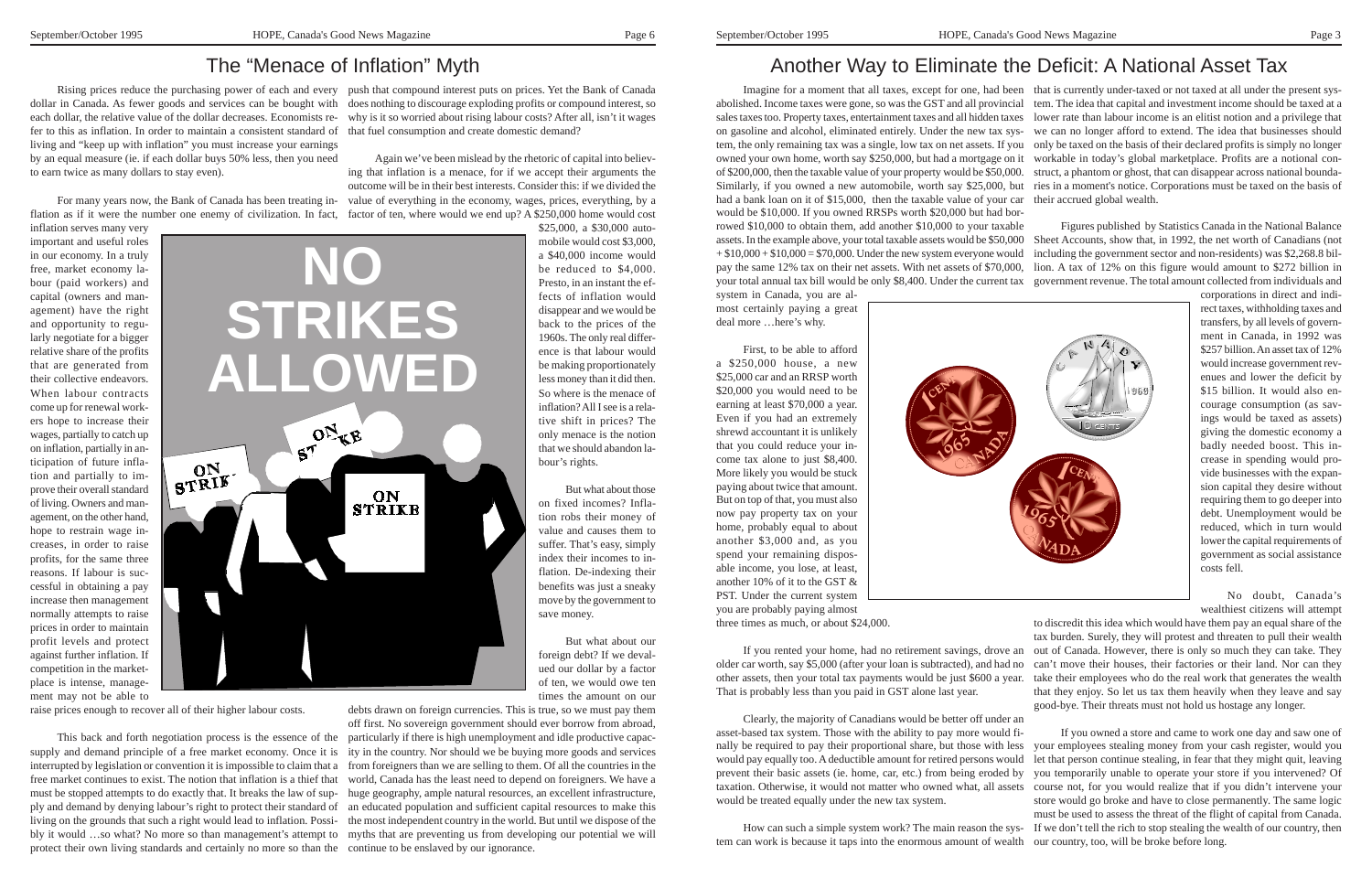# The "Menace of Inflation" Myth

Rising prices reduce the purchasing power of each and every dollar in Canada. As fewer goods and services can be bought with each dollar, the relative value of the dollar decreases. Economists refer to this as inflation. In order to maintain a consistent standard of living and "keep up with inflation" you must increase your earnings by an equal measure (ie. if each dollar buys 50% less, then you need to earn twice as many dollars to stay even).

For many years now, the Bank of Canada has been treating inflation as if it were the number one enemy of civilization. In fact, inflation serves many very important and useful roles in our economy. In a truly free, market economy labour (paid workers) and capital (owners and management) have the right and opportunity to regularly negotiate for a bigger relative share of the profits that are generated from their collective endeavors. When labour contracts come up for renewal workers hope to increase their wages, partially to catch up on inflation, partially in anticipation of future inflation and partially to improve their overall standard of living. Owners and management, on the other hand, hope to restrain wage increases, in order to raise profits, for the same three reasons. If labour is successful in obtaining a pay increase then management normally attempts to raise prices in order to maintain profit levels and protect against further inflation. If competition in the marketplace is intense, management may not be able to raise prices enough to recover all of their higher labour costs.

This back and forth negotiation process is the essence of the supply and demand principle of a free market economy. Once it is interrupted by legislation or convention it is impossible to claim that a free market continues to exist. The notion that inflation is a thief that must be stopped attempts to do exactly that. It breaks the law of supply and demand by denying labour's right to protect their standard of living on the grounds that such a right would lead to inflation. Possibly it would …so what? No more so than management's attempt to protect their own living standards and certainly no more so than the push that compound interest puts on prices. Yet the Bank of Canada does nothing to discourage exploding profits or compound interest, so why is it so worried about rising labour costs? After all, isn't it wages that fuel consumption and create domestic demand?

Again we've been mislead by the rhetoric of capital into believing that inflation is a menace, for if we accept their arguments the outcome will be in their best interests. Consider this: if we divided the value of everything in the economy, wages, prices, everything, by a factor of ten, where would we end up? A $250,000 home would cost $25,000, a $30,000 automobile would cost $3,000, a $40,000 income would be reduced to $4,000. Presto, in an instant the effects of inflation would disappear and we would be back to the prices of the 1960s. The only real difference is that labour would be making proportionately less money than it did then. So where is the menace of inflation? All I see is a relative shift in prices? The only menace is the notion that we should abandon labour's rights.

NO STRIKES ALLOWED

But what about those on fixed incomes? Inflation robs their money of value and causes them to suffer. That's easy, simply index their incomes to inflation. De-indexing their benefits was just a sneaky move by the government to save money.

But what about our foreign debt? If we devalued our dollar by a factor of ten, we would owe ten times the amount on our debts drawn on foreign currencies. This is true, so we must pay them off first. No sovereign government should ever borrow from abroad, particularly if there is high unemployment and idle productive capacity in the country. Nor should we be buying more goods and services from foreigners than we are selling to them. Of all the countries in the world, Canada has the least need to depend on foreigners. We have a huge geography, ample natural resources, an excellent infrastructure, an educated population and sufficient capital resources to make this the most independent country in the world. But until we dispose of the myths that are preventing us from developing our potential we will continue to be enslaved by our ignorance.

# Another Way to Eliminate the Deficit: A National Asset Tax

Imagine for a moment that all taxes, except for one, had been abolished. Income taxes were gone, so was the GST and all provincial sales taxes too. Property taxes, entertainment taxes and all hidden taxes on gasoline and alcohol, eliminated entirely. Under the new tax system, the only remaining tax was a single, low tax on net assets. If you owned your own home, worth say $250,000, but had a mortgage on it of $200,000, then the taxable value of your property would be $50,000. Similarly, if you owned a new automobile, worth say $25,000, but had a bank loan on it of $15,000, then the taxable value of your car would be $10,000. If you owned RRSPs worth $20,000 but had borrowed $10,000 to obtain them, add another $10,000 to your taxable assets. In the example above, your total taxable assets would be $50,000 + $10,000 + $10,000 = $70,000. Under the new system everyone would pay the same 12% tax on their net assets. With net assets of $70,000, your total annual tax bill would be only $8,400. Under the current tax system in Canada, you are almost certainly paying a great deal more …here's why.

First, to be able to afford a $250,000 house, a new $25,000 car and an RRSP worth $20,000 you would need to be earning at least $70,000 a year. Even if you had an extremely shrewd accountant it is unlikely that you could reduce your income tax alone to just $8,400. More likely you would be stuck paying about twice that amount. But on top of that, you must also now pay property tax on your home, probably equal to about another $3,000 and, as you spend your remaining disposable income, you lose, at least, another 10% of it to the GST & PST. Under the current system you are probably paying almost three times as much, or about $24,000.

If you rented your home, had no retirement savings, drove an older car worth, say $5,000 (after your loan is subtracted), and had no other assets, then your total tax payments would be just $600 a year. That is probably less than you paid in GST alone last year.

Clearly, the majority of Canadians would be better off under an asset-based tax system. Those with the ability to pay more would finally be required to pay their proportional share, but those with less would pay equally too. A deductible amount for retired persons would prevent their basic assets (ie. home, car, etc.) from being eroded by taxation. Otherwise, it would not matter who owned what, all assets would be treated equally under the new tax system.

How can such a simple system work? The main reason the system can work is because it taps into the enormous amount of wealth that is currently under-taxed or not taxed at all under the present system. The idea that capital and investment income should be taxed at a lower rate than labour income is an elitist notion and a privilege that we can no longer afford to extend. The idea that businesses should only be taxed on the basis of their declared profits is simply no longer workable in today's global marketplace. Profits are a notional construct, a phantom or ghost, that can disappear across national boundaries in a moment's notice. Corporations must be taxed on the basis of their accrued global wealth.

Figures published by Statistics Canada in the National Balance Sheet Accounts, show that, in 1992, the net worth of Canadians (not including the government sector and non-residents) was $2,268.8 billion. A tax of 12% on this figure would amount to $272 billion in government revenue. The total amount collected from individuals and corporations in direct and indirect taxes, withholding taxes and transfers, by all levels of government in Canada, in 1992 was $257 billion. An asset tax of 12% would increase government revenues and lower the deficit by $15 billion. It would also encourage consumption (as savings would be taxed as assets) giving the domestic economy a badly needed boost. This increase in spending would provide businesses with the expansion capital they desire without requiring them to go deeper into debt. Unemployment would be reduced, which in turn would lower the capital requirements of government as social assistance costs fell.

No doubt, Canada's wealthiest citizens will attempt to discredit this idea which would have them pay an equal share of the tax burden. Surely, they will protest and threaten to pull their wealth out of Canada. However, there is only so much they can take. They can't move their houses, their factories or their land. Nor can they take their employees who do the real work that generates the wealth that they enjoy. So let us tax them heavily when they leave and say good-bye. Their threats must not hold us hostage any longer.

If you owned a store and came to work one day and saw one of your employees stealing money from your cash register, would you let that person continue stealing, in fear that they might quit, leaving you temporarily unable to operate your store if you intervened? Of course not, for you would realize that if you didn't intervene your store would go broke and have to close permanently. The same logic must be used to assess the threat of the flight of capital from Canada. If we don't tell the rich to stop stealing the wealth of our country, then our country, too, will be broke before long.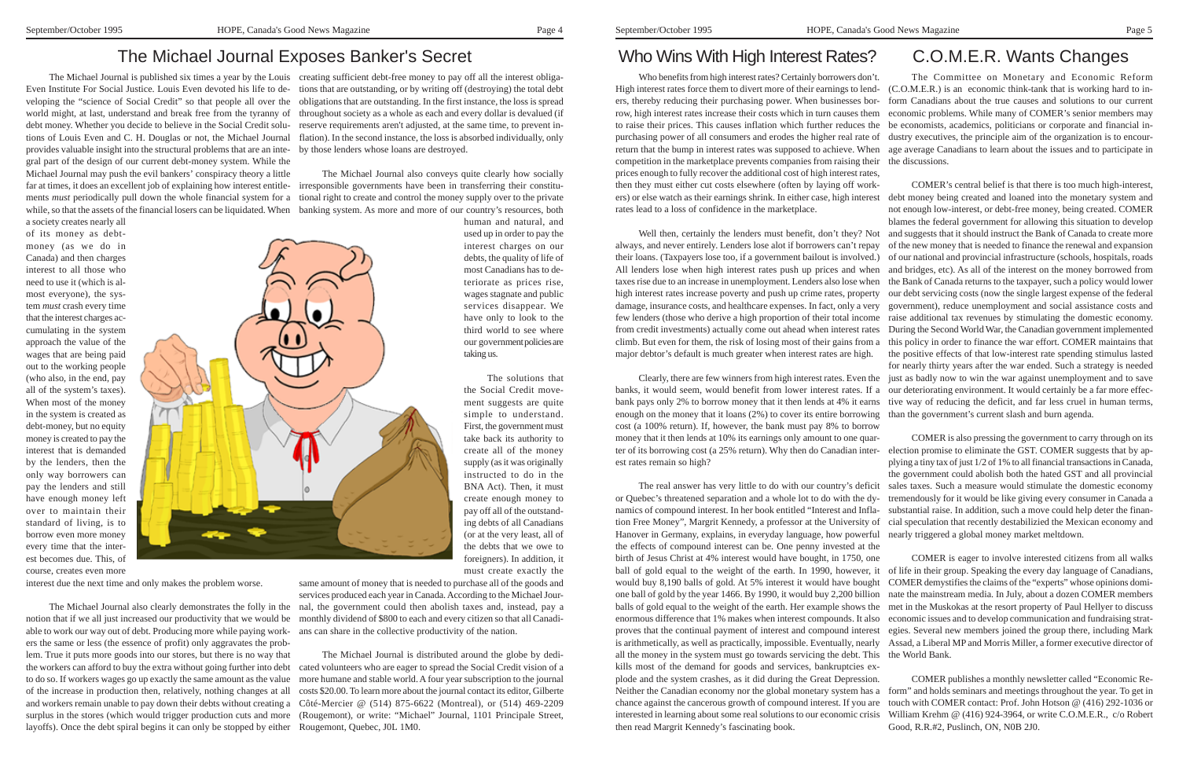# The Michael Journal Exposes Banker's Secret

The Michael Journal is published six times a year by the Louis Even Institute For Social Justice. Louis Even devoted his life to developing the "science of Social Credit" so that people all over the world might, at last, understand and break free from the tyranny of debt money. Whether you decide to believe in the Social Credit solutions of Louis Even and C. H. Douglas or not, the Michael Journal provides valuable insight into the structural problems that are an integral part of the design of our current debt-money system. While the Michael Journal may push the evil bankers' conspiracy theory a little far at times, it does an excellent job of explaining how interest entitlements *must* periodically pull down the whole financial system for a while, so that the assets of the financial losers can be liquidated. When a society creates nearly all of its money as debt-money (as we do in Canada) and then charges interest to all those who need to use it (which is almost everyone), the system *must* crash every time that the interest charges accumulating in the system approach the value of the wages that are being paid out to the working people (who also, in the end, pay all of the system's taxes). When most of the money in the system is created as debt-money, but no equity money is created to pay the interest that is demanded by the lenders, then the only way borrowers can pay the lenders and still have enough money left over to maintain their standard of living, is to borrow even more money every time that the interest becomes due. This, of course, creates even more interest due the next time and only makes the problem worse.

The Michael Journal also clearly demonstrates the folly in the notion that if we all just increased our productivity that we would be able to work our way out of debt. Producing more while paying workers the same or less (the essence of profit) only aggravates the problem. True it puts more goods into our stores, but there is no way that the workers can afford to buy the extra without going further into debt to do so. If workers wages go up exactly the same amount as the value of the increase in production then, relatively, nothing changes at all and workers remain unable to pay down their debts without creating a surplus in the stores (which would trigger production cuts and more layoffs). Once the debt spiral begins it can only be stopped by either creating sufficient debt-free money to pay off all the interest obligations that are outstanding, or by writing off (destroying) the total debt obligations that are outstanding. In the first instance, the loss is spread throughout society as a whole as each and every dollar is devalued (if reserve requirements aren't adjusted, at the same time, to prevent inflation). In the second instance, the loss is absorbed individually, only by those lenders whose loans are destroyed.

The Michael Journal also conveys quite clearly how socially irresponsible governments have been in transferring their constitutional right to create and control the money supply over to the private banking system. As more and more of our country's resources, both human and natural, and used up in order to pay the interest charges on our debts, the quality of life of most Canadians has to deteriorate as prices rise, wages stagnate and public services disappear. We have only to look to the third world to see where our government policies are taking us.

The solutions that the Social Credit movement suggests are quite simple to understand. First, the government must take back its authority to create all of the money supply (as it was originally instructed to do in the BNA Act). Then, it must create enough money to pay off all of the outstanding debts of all Canadians (or at the very least, all of the debts that we owe to foreigners). In addition, it must create exactly the same amount of money that is needed to purchase all of the goods and services produced each year in Canada. According to the Michael Journal, the government could then abolish taxes and, instead, pay a monthly dividend of $800 to each and every citizen so that all Canadians can share in the collective productivity of the nation.

The Michael Journal is distributed around the globe by dedicated volunteers who are eager to spread the Social Credit vision of a more humane and stable world. A four year subscription to the journal costs $20.00. To learn more about the journal contact its editor, Gilberte Côté-Mercier @ (514) 875-6622 (Montreal), or (514) 469-2209 (Rougemont), or write: "Michael" Journal, 1101 Principale Street, Rougemont, Quebec, J0L 1M0.

# Who Wins With High Interest Rates?

Who benefits from high interest rates? Certainly borrowers don't. High interest rates force them to divert more of their earnings to lenders, thereby reducing their purchasing power. When businesses borrow, high interest rates increase their costs which in turn causes them to raise their prices. This causes inflation which further reduces the purchasing power of all consumers and erodes the higher real rate of return that the bump in interest rates was supposed to achieve. When competition in the marketplace prevents companies from raising their prices enough to fully recover the additional cost of high interest rates, then they must either cut costs elsewhere (often by laying off workers) or else watch as their earnings shrink. In either case, high interest rates lead to a loss of confidence in the marketplace.

Well then, certainly the lenders must benefit, don't they? Not always, and never entirely. Lenders lose alot if borrowers can't repay their loans. (Taxpayers lose too, if a government bailout is involved.) All lenders lose when high interest rates push up prices and when taxes rise due to an increase in unemployment. Lenders also lose when high interest rates increase poverty and push up crime rates, property damage, insurance costs, and healthcare expenses. In fact, only a very few lenders (those who derive a high proportion of their total income from credit investments) actually come out ahead when interest rates climb. But even for them, the risk of losing most of their gains from a major debtor's default is much greater when interest rates are high.

Clearly, there are few winners from high interest rates. Even the banks, it would seem, would benefit from lower interest rates. If a bank pays only 2% to borrow money that it then lends at 4% it earns enough on the money that it loans (2%) to cover its entire borrowing cost (a 100% return). If, however, the bank must pay 8% to borrow money that it then lends at 10% its earnings only amount to one quarter of its borrowing cost (a 25% return). Why then do Canadian interest rates remain so high?

The real answer has very little to do with our country's deficit or Quebec's threatened separation and a whole lot to do with the dynamics of compound interest. In her book entitled "Interest and Inflation Free Money", Margrit Kennedy, a professor at the University of Hanover in Germany, explains, in everyday language, how powerful the effects of compound interest can be. One penny invested at the birth of Jesus Christ at 4% interest would have bought, in 1750, one ball of gold equal to the weight of the earth. In 1990, however, it would buy 8,190 balls of gold. At 5% interest it would have bought one ball of gold by the year 1466. By 1990, it would buy 2,200 billion balls of gold equal to the weight of the earth. Her example shows the enormous difference that 1% makes when interest compounds. It also proves that the continual payment of interest and compound interest is arithmetically, as well as practically, impossible. Eventually, nearly all the money in the system must go towards servicing the debt. This kills most of the demand for goods and services, bankruptcies explode and the system crashes, as it did during the Great Depression. Neither the Canadian economy nor the global monetary system has a chance against the cancerous growth of compound interest. If you are interested in learning about some real solutions to our economic crisis then read Margrit Kennedy's fascinating book.

# C.O.M.E.R. Wants Changes

The Committee on Monetary and Economic Reform (C.O.M.E.R.) is an economic think-tank that is working hard to inform Canadians about the true causes and solutions to our current economic problems. While many of COMER's senior members may be economists, academics, politicians or corporate and financial industry executives, the principle aim of the organization is to encourage average Canadians to learn about the issues and to participate in the discussions.

COMER's central belief is that there is too much high-interest, debt money being created and loaned into the monetary system and not enough low-interest, or debt-free money, being created. COMER blames the federal government for allowing this situation to develop and suggests that it should instruct the Bank of Canada to create more of the new money that is needed to finance the renewal and expansion of our national and provincial infrastructure (schools, hospitals, roads and bridges, etc). As all of the interest on the money borrowed from the Bank of Canada returns to the taxpayer, such a policy would lower our debt servicing costs (now the single largest expense of the federal government), reduce unemployment and social assistance costs and raise additional tax revenues by stimulating the domestic economy. During the Second World War, the Canadian government implemented this policy in order to finance the war effort. COMER maintains that the positive effects of that low-interest rate spending stimulus lasted for nearly thirty years after the war ended. Such a strategy is needed just as badly now to win the war against unemployment and to save our deteriorating environment. It would certainly be a far more effective way of reducing the deficit, and far less cruel in human terms, than the government's current slash and burn agenda.

COMER is also pressing the government to carry through on its election promise to eliminate the GST. COMER suggests that by applying a tiny tax of just 1/2 of 1% to all financial transactions in Canada, the government could abolish both the hated GST and all provincial sales taxes. Such a measure would stimulate the domestic economy tremendously for it would be like giving every consumer in Canada a substantial raise. In addition, such a move could help deter the financial speculation that recently destabilizied the Mexican economy and nearly triggered a global money market meltdown.

COMER is eager to involve interested citizens from all walks of life in their group. Speaking the every day language of Canadians, COMER demystifies the claims of the "experts" whose opinions dominate the mainstream media. In July, about a dozen COMER members met in the Muskokas at the resort property of Paul Hellyer to discuss economic issues and to develop communication and fundraising strategies. Several new members joined the group there, including Mark Assad, a Liberal MP and Morris Miller, a former executive director of the World Bank.

COMER publishes a monthly newsletter called "Economic Reform" and holds seminars and meetings throughout the year. To get in touch with COMER contact: Prof. John Hotson @ (416) 292-1036 or William Krehm @ (416) 924-3964, or write C.O.M.E.R., c/o Robert Good, R.R.#2, Puslinch, ON, N0B 2J0.